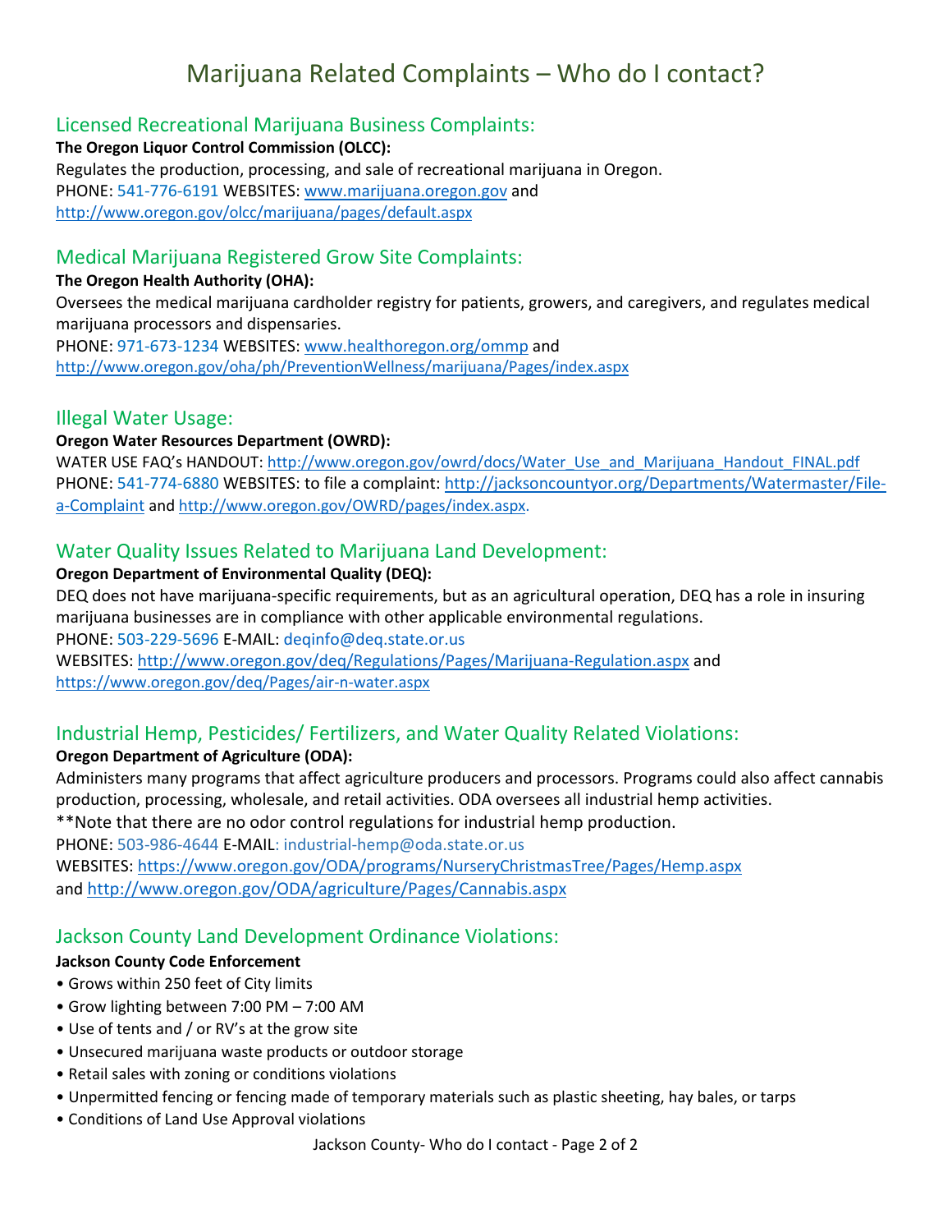# Marijuana Related Complaints – Who do I contact?

## Licensed Recreational Marijuana Business Complaints:

**The Oregon Liquor Control Commission (OLCC):**

Regulates the production, processing, and sale of recreational marijuana in Oregon.

PHONE: 541-776-6191 WEBSITES: www.marijuana.oregon.gov and http://www.oregon.gov/olcc/marijuana/pages/default.aspx

## Medical Marijuana Registered Grow Site Complaints:

**The Oregon Health Authority (OHA):**

Oversees the medical marijuana cardholder registry for patients, growers, and caregivers, and regulates medical marijuana processors and dispensaries.

PHONE: 971-673-1234 WEBSITES: www.healthoregon.org/ommp and http://www.oregon.gov/oha/ph/PreventionWellness/marijuana/Pages/index.aspx

## Illegal Water Usage:

**Oregon Water Resources Department (OWRD):**

WATER USE FAQ's HANDOUT: http://www.oregon.gov/owrd/docs/Water_Use_and_Marijuana_Handout_FINAL.pdf

PHONE: 541-774-6880 WEBSITES: to file a complaint: http://jacksoncountyor.org/Departments/Watermaster/File-a-Complaint and http://www.oregon.gov/OWRD/pages/index.aspx.

## Water Quality Issues Related to Marijuana Land Development:

**Oregon Department of Environmental Quality (DEQ):**

DEQ does not have marijuana-specific requirements, but as an agricultural operation, DEQ has a role in insuring marijuana businesses are in compliance with other applicable environmental regulations.

PHONE: 503-229-5696 E-MAIL: deqinfo@deq.state.or.us

WEBSITES: http://www.oregon.gov/deq/Regulations/Pages/Marijuana-Regulation.aspx and https://www.oregon.gov/deq/Pages/air-n-water.aspx

## Industrial Hemp, Pesticides/ Fertilizers, and Water Quality Related Violations:

**Oregon Department of Agriculture (ODA):**

Administers many programs that affect agriculture producers and processors. Programs could also affect cannabis production, processing, wholesale, and retail activities. ODA oversees all industrial hemp activities.

**Note that there are no odor control regulations for industrial hemp production.

PHONE: 503-986-4644 E-MAIL: industrial-hemp@oda.state.or.us

WEBSITES: https://www.oregon.gov/ODA/programs/NurseryChristmasTree/Pages/Hemp.aspx and http://www.oregon.gov/ODA/agriculture/Pages/Cannabis.aspx

## Jackson County Land Development Ordinance Violations:

**Jackson County Code Enforcement**

- Grows within 250 feet of City limits
- Grow lighting between 7:00 PM – 7:00 AM
- Use of tents and / or RV's at the grow site
- Unsecured marijuana waste products or outdoor storage
- Retail sales with zoning or conditions violations
- Unpermitted fencing or fencing made of temporary materials such as plastic sheeting, hay bales, or tarps
- Conditions of Land Use Approval violations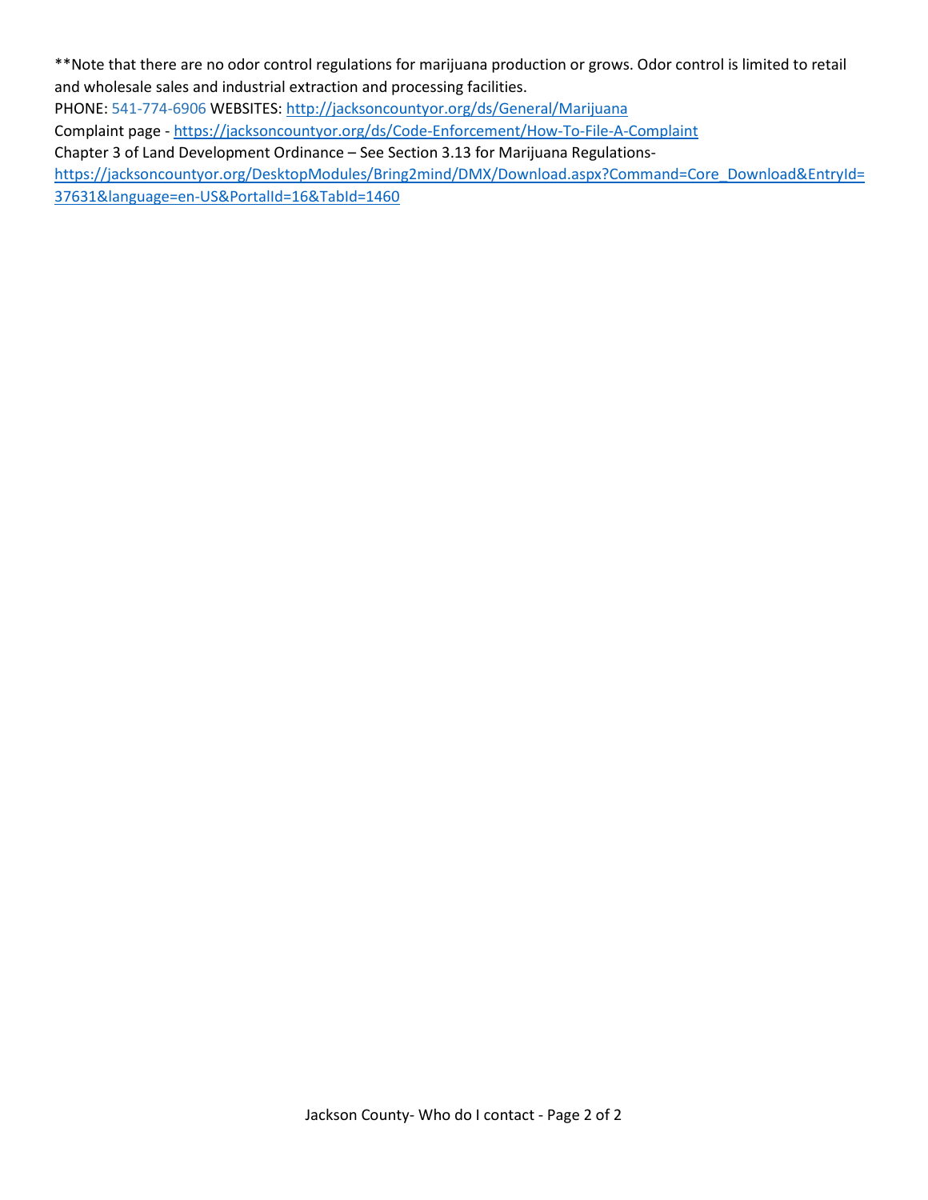**Note that there are no odor control regulations for marijuana production or grows. Odor control is limited to retail and wholesale sales and industrial extraction and processing facilities.

PHONE: 541-774-6906 WEBSITES: http://jacksoncountyor.org/ds/General/Marijuana

Complaint page - https://jacksoncountyor.org/ds/Code-Enforcement/How-To-File-A-Complaint

Chapter 3 of Land Development Ordinance – See Section 3.13 for Marijuana Regulations-
https://jacksoncountyor.org/DesktopModules/Bring2mind/DMX/Download.aspx?Command=Core_Download&EntryId=37631&language=en-US&PortalId=16&TabId=1460